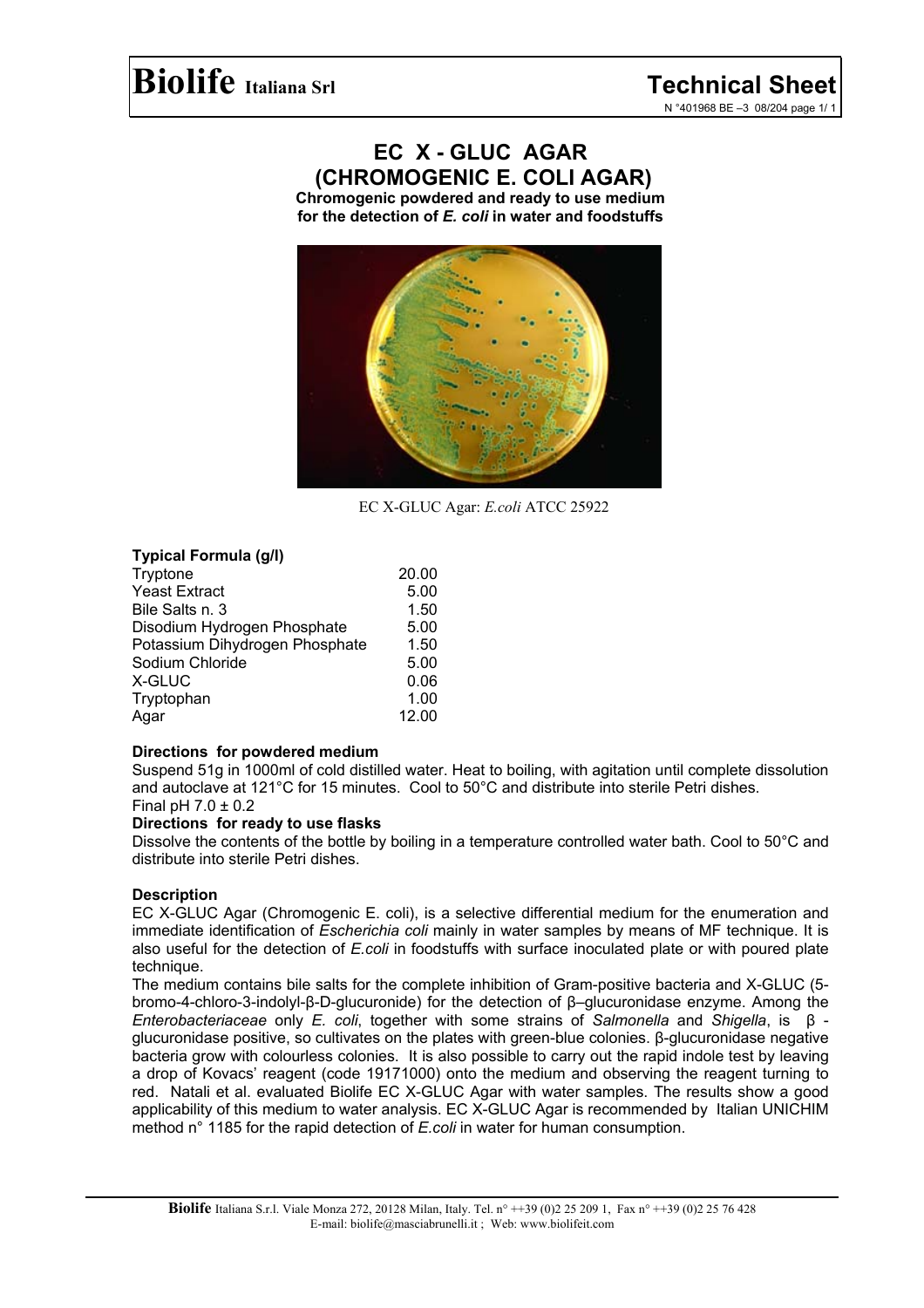# Biolife Italiana Srl

## Technical Sheet

N °401968 BE –3 08/204

# EC X - GLUC AGAR (CHROMOGENIC E. COLI AGAR)

**Chromogenic powdered and ready to use medium for the detection of *E. coli* in water and foodstuffs**

EC X-GLUC Agar: *E.coli* ATCC 25922

### Typical Formula (g/l)

| Component | g/l |
|---|---|
| Tryptone | 20.00 |
| Yeast Extract | 5.00 |
| Bile Salts n. 3 | 1.50 |
| Disodium Hydrogen Phosphate | 5.00 |
| Potassium Dihydrogen Phosphate | 1.50 |
| Sodium Chloride | 5.00 |
| X-GLUC | 0.06 |
| Tryptophan | 1.00 |
| Agar | 12.00 |

### Directions for powdered medium

Suspend 51g in 1000ml of cold distilled water. Heat to boiling, with agitation until complete dissolution and autoclave at 121°C for 15 minutes. Cool to 50°C and distribute into sterile Petri dishes.
Final pH 7.0 ± 0.2

### Directions for ready to use flasks

Dissolve the contents of the bottle by boiling in a temperature controlled water bath. Cool to 50°C and distribute into sterile Petri dishes.

### Description

EC X-GLUC Agar (Chromogenic E. coli), is a selective differential medium for the enumeration and immediate identification of *Escherichia coli* mainly in water samples by means of MF technique. It is also useful for the detection of *E.coli* in foodstuffs with surface inoculated plate or with poured plate technique.

The medium contains bile salts for the complete inhibition of Gram-positive bacteria and X-GLUC (5-bromo-4-chloro-3-indolyl-β-D-glucuronide) for the detection of β–glucuronidase enzyme. Among the *Enterobacteriaceae* only *E. coli*, together with some strains of *Salmonella* and *Shigella*, is β -glucuronidase positive, so cultivates on the plates with green-blue colonies. β-glucuronidase negative bacteria grow with colourless colonies. It is also possible to carry out the rapid indole test by leaving a drop of Kovacs' reagent (code 19171000) onto the medium and observing the reagent turning to red. Natali et al. evaluated Biolife EC X-GLUC Agar with water samples. The results show a good applicability of this medium to water analysis. EC X-GLUC Agar is recommended by Italian UNICHIM method n° 1185 for the rapid detection of *E.coli* in water for human consumption.

**Biolife** Italiana S.r.l. Viale Monza 272, 20128 Milan, Italy. Tel. n° ++39 (0)2 25 209 1, Fax n° ++39 (0)2 25 76 428
E-mail: biolife@masciabrunelli.it ; Web: www.biolifeit.com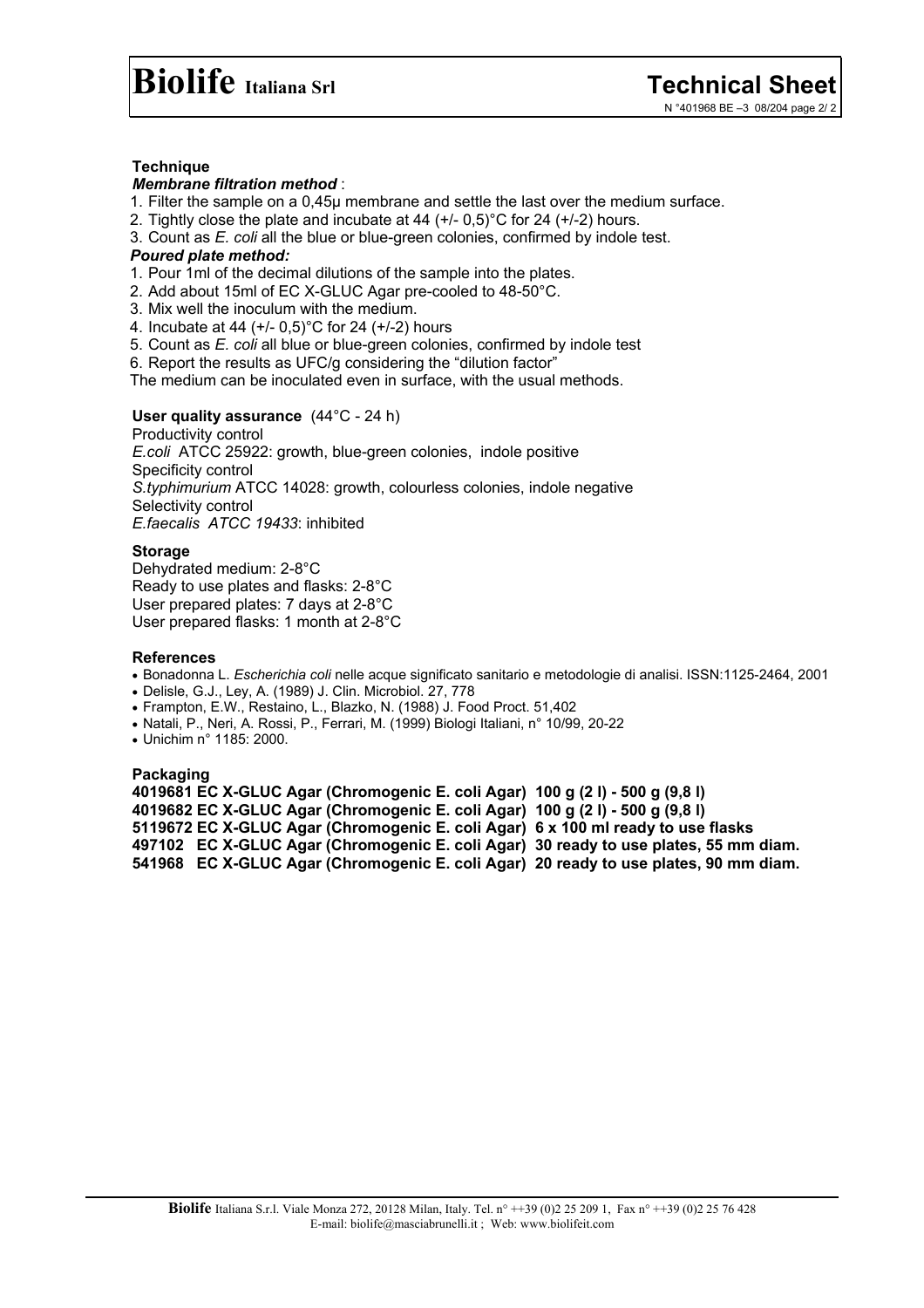### Technique

***Membrane filtration method*** :

1. Filter the sample on a 0,45µ membrane and settle the last over the medium surface.
2. Tightly close the plate and incubate at 44 (+/- 0,5)°C for 24 (+/-2) hours.
3. Count as *E. coli* all the blue or blue-green colonies, confirmed by indole test.

***Poured plate method:***

1. Pour 1ml of the decimal dilutions of the sample into the plates.
2. Add about 15ml of EC X-GLUC Agar pre-cooled to 48-50°C.
3. Mix well the inoculum with the medium.
4. Incubate at 44 (+/- 0,5)°C for 24 (+/-2) hours
5. Count as *E. coli* all blue or blue-green colonies, confirmed by indole test
6. Report the results as UFC/g considering the "dilution factor"

The medium can be inoculated even in surface, with the usual methods.

### User quality assurance (44°C - 24 h)

Productivity control
*E.coli* ATCC 25922: growth, blue-green colonies, indole positive
Specificity control
*S.typhimurium* ATCC 14028: growth, colourless colonies, indole negative
Selectivity control
*E.faecalis ATCC 19433*: inhibited

### Storage

Dehydrated medium: 2-8°C
Ready to use plates and flasks: 2-8°C
User prepared plates: 7 days at 2-8°C
User prepared flasks: 1 month at 2-8°C

### References

- Bonadonna L. *Escherichia coli* nelle acque significato sanitario e metodologie di analisi. ISSN:1125-2464, 2001
- Delisle, G.J., Ley, A. (1989) J. Clin. Microbiol. 27, 778
- Frampton, E.W., Restaino, L., Blazko, N. (1988) J. Food Proct. 51,402
- Natali, P., Neri, A. Rossi, P., Ferrari, M. (1999) Biologi Italiani, n° 10/99, 20-22
- Unichim n° 1185: 2000.

### Packaging

**4019681 EC X-GLUC Agar (Chromogenic E. coli Agar) 100 g (2 l) - 500 g (9,8 l)**
**4019682 EC X-GLUC Agar (Chromogenic E. coli Agar) 100 g (2 l) - 500 g (9,8 l)**
**5119672 EC X-GLUC Agar (Chromogenic E. coli Agar) 6 x 100 ml ready to use flasks**
**497102 EC X-GLUC Agar (Chromogenic E. coli Agar) 30 ready to use plates, 55 mm diam.**
**541968 EC X-GLUC Agar (Chromogenic E. coli Agar) 20 ready to use plates, 90 mm diam.**